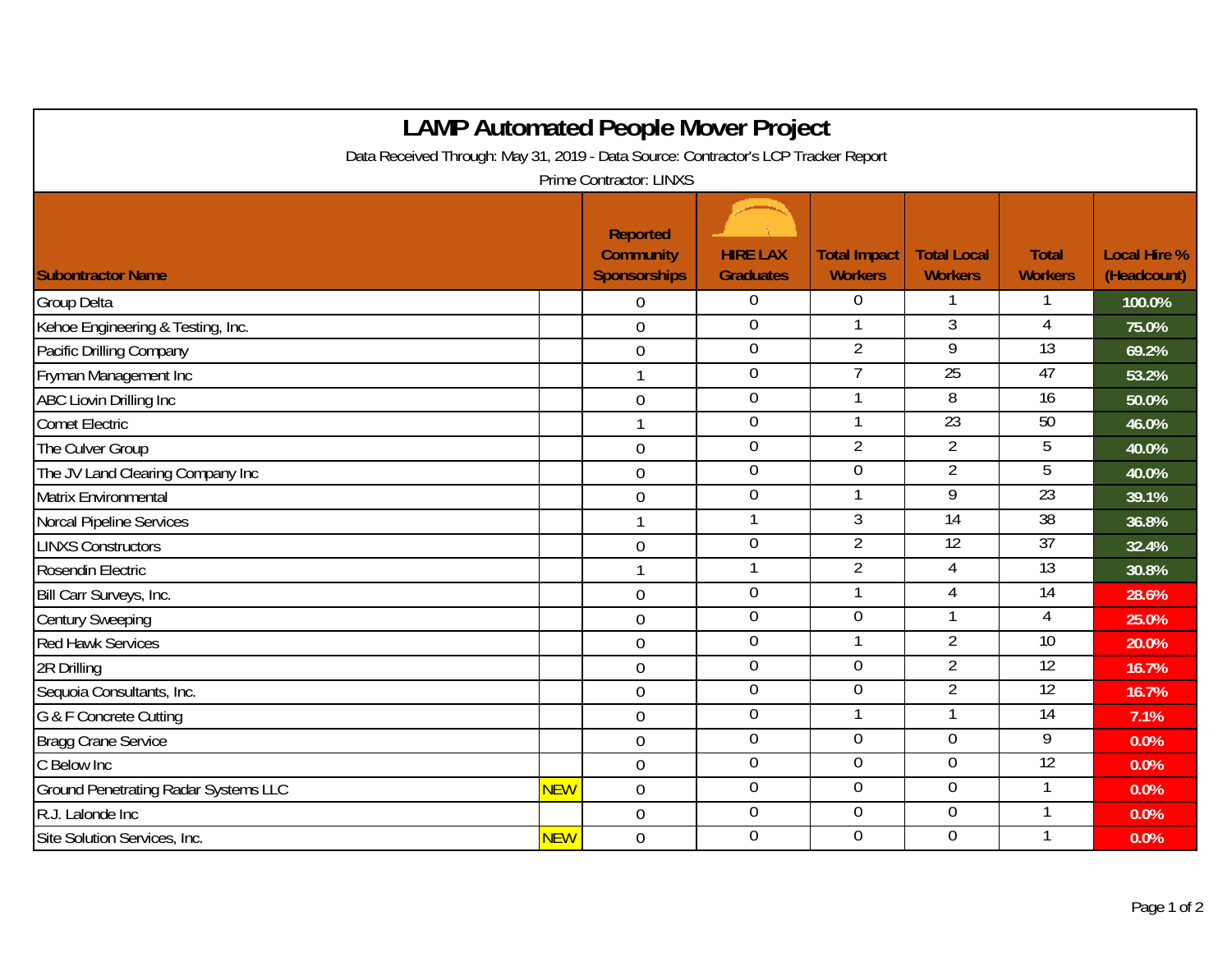# LAMP Automated People Mover Project

Data Received Through: May 31, 2019 - Data Source: Contractor's LCP Tracker Report

Prime Contractor: LINXS

| Subcontractor Name | | Reported Community Sponsorships | HIRE LAX Graduates | Total Impact Workers | Total Local Workers | Total Workers | Local Hire % (Headcount) |
|---|---|---|---|---|---|---|---|
| Group Delta | | 0 | 0 | 0 | 1 | 1 | 100.0% |
| Kehoe Engineering & Testing, Inc. | | 0 | 0 | 1 | 3 | 4 | 75.0% |
| Pacific Drilling Company | | 0 | 0 | 2 | 9 | 13 | 69.2% |
| Fryman Management Inc | | 1 | 0 | 7 | 25 | 47 | 53.2% |
| ABC Liovin Drilling Inc | | 0 | 0 | 1 | 8 | 16 | 50.0% |
| Comet Electric | | 1 | 0 | 1 | 23 | 50 | 46.0% |
| The Culver Group | | 0 | 0 | 2 | 2 | 5 | 40.0% |
| The JV Land Clearing Company Inc | | 0 | 0 | 0 | 2 | 5 | 40.0% |
| Matrix Environmental | | 0 | 0 | 1 | 9 | 23 | 39.1% |
| Norcal Pipeline Services | | 1 | 1 | 3 | 14 | 38 | 36.8% |
| LINXS Constructors | | 0 | 0 | 2 | 12 | 37 | 32.4% |
| Rosendin Electric | | 1 | 1 | 2 | 4 | 13 | 30.8% |
| Bill Carr Surveys, Inc. | | 0 | 0 | 1 | 4 | 14 | 28.6% |
| Century Sweeping | | 0 | 0 | 0 | 1 | 4 | 25.0% |
| Red Hawk Services | | 0 | 0 | 1 | 2 | 10 | 20.0% |
| 2R Drilling | | 0 | 0 | 0 | 2 | 12 | 16.7% |
| Sequoia Consultants, Inc. | | 0 | 0 | 0 | 2 | 12 | 16.7% |
| G & F Concrete Cutting | | 0 | 0 | 1 | 1 | 14 | 7.1% |
| Bragg Crane Service | | 0 | 0 | 0 | 0 | 9 | 0.0% |
| C Below Inc | | 0 | 0 | 0 | 0 | 12 | 0.0% |
| Ground Penetrating Radar Systems LLC | NEW | 0 | 0 | 0 | 0 | 1 | 0.0% |
| R.J. Lalonde Inc | | 0 | 0 | 0 | 0 | 1 | 0.0% |
| Site Solution Services, Inc. | NEW | 0 | 0 | 0 | 0 | 1 | 0.0% |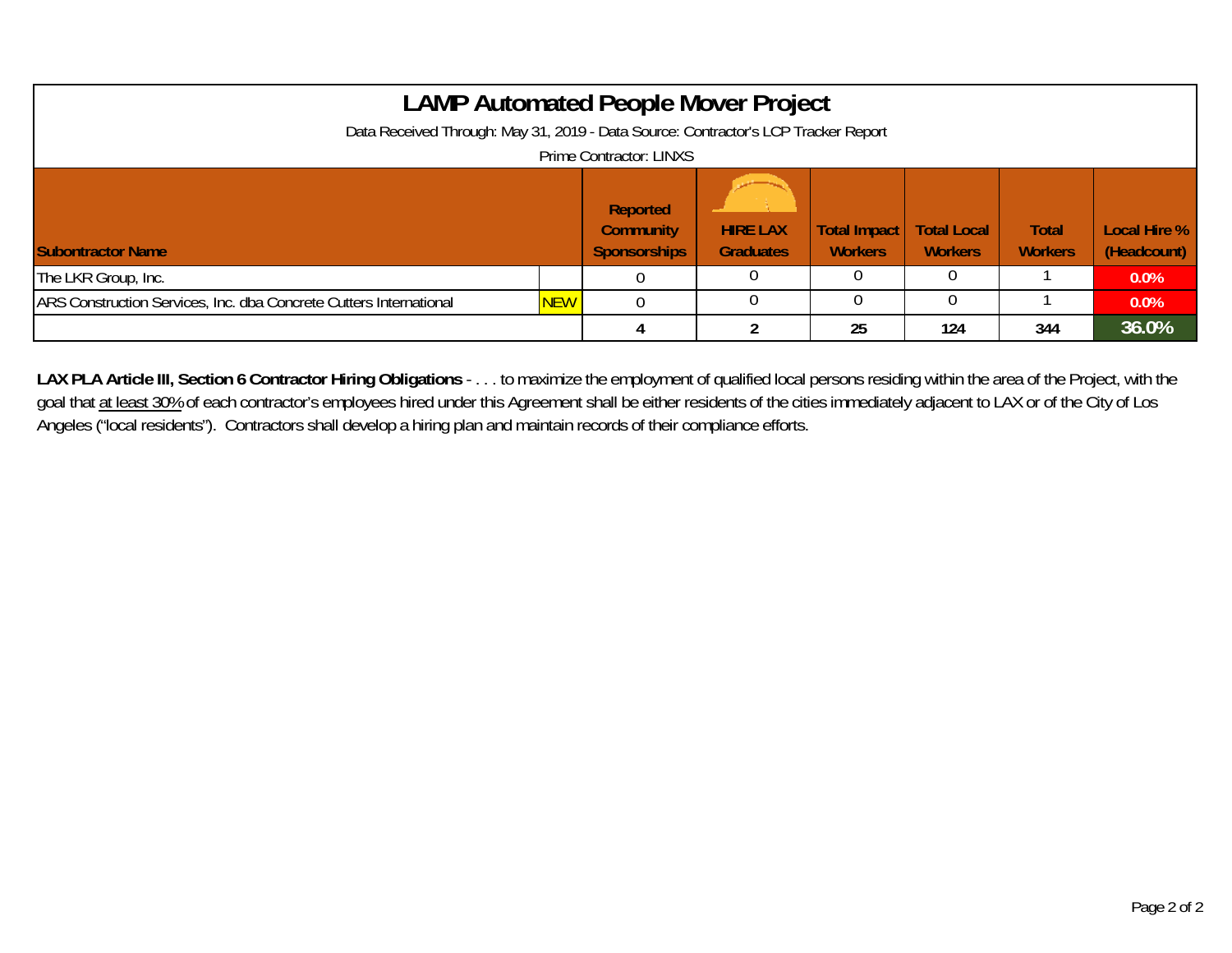# LAMP Automated People Mover Project

Data Received Through: May 31, 2019 - Data Source: Contractor's LCP Tracker Report

Prime Contractor: LINXS

| Subontractor Name | | Reported Community Sponsorships | HIRE LAX Graduates | Total Impact Workers | Total Local Workers | Total Workers | Local Hire % (Headcount) |
|---|---|---|---|---|---|---|---|
| The LKR Group, Inc. | | 0 | 0 | 0 | 0 | 1 | 0.0% |
| ARS Construction Services, Inc. dba Concrete Cutters International | NEW | 0 | 0 | 0 | 0 | 1 | 0.0% |
| | | 4 | 2 | 25 | 124 | 344 | 36.0% |

**LAX PLA Article III, Section 6 Contractor Hiring Obligations** - . . . to maximize the employment of qualified local persons residing within the area of the Project, with the goal that at least 30% of each contractor's employees hired under this Agreement shall be either residents of the cities immediately adjacent to LAX or of the City of Los Angeles ("local residents"). Contractors shall develop a hiring plan and maintain records of their compliance efforts.